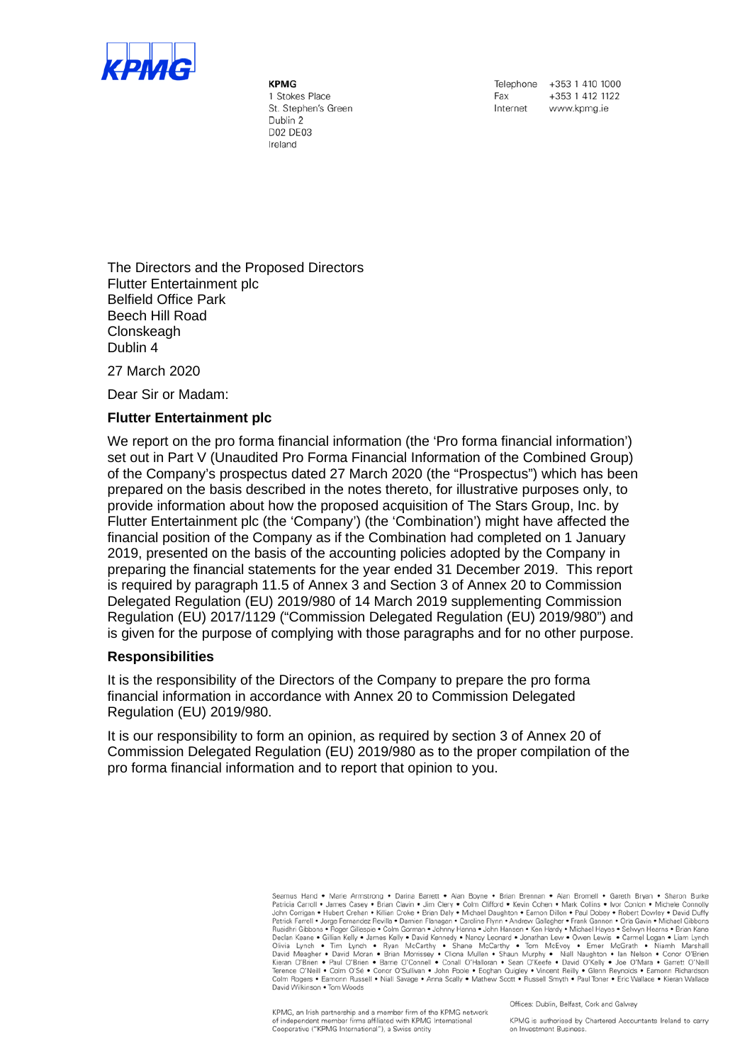**KPMG**
1 Stokes Place
St. Stephen's Green
Dublin 2
D02 DE03
Ireland

Telephone +353 1 410 1000
Fax +353 1 412 1122
Internet www.kpmg.ie

The Directors and the Proposed Directors
Flutter Entertainment plc
Belfield Office Park
Beech Hill Road
Clonskeagh
Dublin 4

27 March 2020

Dear Sir or Madam:

**Flutter Entertainment plc**

We report on the pro forma financial information (the 'Pro forma financial information') set out in Part V (Unaudited Pro Forma Financial Information of the Combined Group) of the Company's prospectus dated 27 March 2020 (the "Prospectus") which has been prepared on the basis described in the notes thereto, for illustrative purposes only, to provide information about how the proposed acquisition of The Stars Group, Inc. by Flutter Entertainment plc (the 'Company') (the 'Combination') might have affected the financial position of the Company as if the Combination had completed on 1 January 2019, presented on the basis of the accounting policies adopted by the Company in preparing the financial statements for the year ended 31 December 2019. This report is required by paragraph 11.5 of Annex 3 and Section 3 of Annex 20 to Commission Delegated Regulation (EU) 2019/980 of 14 March 2019 supplementing Commission Regulation (EU) 2017/1129 ("Commission Delegated Regulation (EU) 2019/980") and is given for the purpose of complying with those paragraphs and for no other purpose.

**Responsibilities**

It is the responsibility of the Directors of the Company to prepare the pro forma financial information in accordance with Annex 20 to Commission Delegated Regulation (EU) 2019/980.

It is our responsibility to form an opinion, as required by section 3 of Annex 20 of Commission Delegated Regulation (EU) 2019/980 as to the proper compilation of the pro forma financial information and to report that opinion to you.

Seamus Hand • Marie Armstrong • Darina Barrett • Alan Boyne • Brian Brennan • Alan Bromell • Gareth Bryan • Sharon Burke Patricia Carroll • James Casey • Brian Clavin • Jim Clery • Colm Clifford • Kevin Cohen • Mark Collins • Ivor Conlon • Michele Connolly John Corrigan • Hubert Crehan • Killian Croke • Brian Daly • Michael Daughton • Eamon Dillon • Paul Dobey • Robert Dowley • David Duffy Patrick Farrell • Jorge Fernandez Revilla • Damien Flanagan • Caroline Flynn • Andrew Gallagher • Frank Gannon • Orla Gavin • Michael Gibbons Ruaidhri Gibbons • Roger Gillespie • Colm Gorman • Johnny Hanna • John Hansen • Ken Hardy • Michael Hayes • Selwyn Hearns • Brian Kane Declan Keane • Gillian Kelly • James Kelly • David Kennedy • Nancy Leonard • Jonathan Lew • Owen Lewis • Carmel Logan • Liam Lynch Olivia Lynch • Tim Lynch • Ryan McCarthy • Shane McCarthy • Tom McEvoy • Emer McGrath • Niamh Marshall David Meagher • David Moran • Brian Morrissey • Cliona Mullen • Shaun Murphy • Niall Naughton • Ian Nelson • Conor O'Brien Kieran O'Brien • Paul O'Brien • Barrie O'Connell • Conall O'Halloran • Sean O'Keefe • David O'Kelly • Joe O'Mara • Garrett O'Neill Terence O'Neill • Colm O'Sé • Conor O'Sullivan • John Poole • Eoghan Quigley • Vincent Reilly • Glenn Reynolds • Eamonn Richardson Colm Rogers • Eamonn Russell • Niall Savage • Anna Scally • Mathew Scott • Russell Smyth • Paul Toner • Eric Wallace • Kieran Wallace David Wilkinson • Tom Woods

KPMG, an Irish partnership and a member firm of the KPMG network of independent member firms affiliated with KPMG International Cooperative ("KPMG International"), a Swiss entity

Offices: Dublin, Belfast, Cork and Galway

KPMG is authorised by Chartered Accountants Ireland to carry on Investment Business.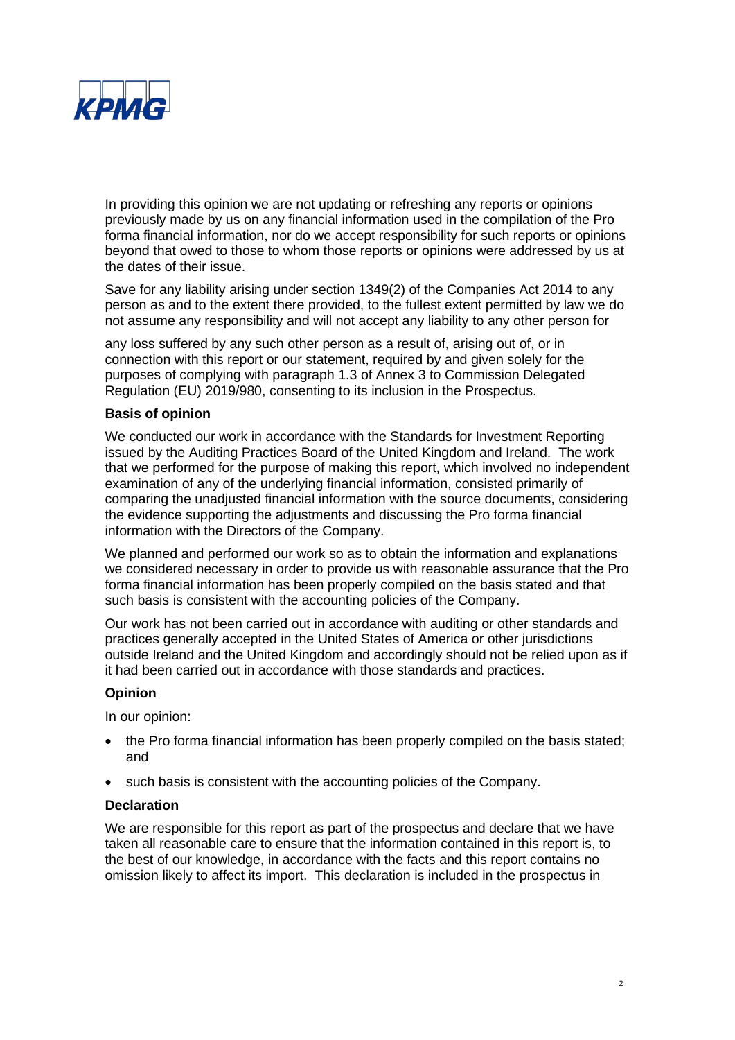In providing this opinion we are not updating or refreshing any reports or opinions previously made by us on any financial information used in the compilation of the Pro forma financial information, nor do we accept responsibility for such reports or opinions beyond that owed to those to whom those reports or opinions were addressed by us at the dates of their issue.

Save for any liability arising under section 1349(2) of the Companies Act 2014 to any person as and to the extent there provided, to the fullest extent permitted by law we do not assume any responsibility and will not accept any liability to any other person for any loss suffered by any such other person as a result of, arising out of, or in connection with this report or our statement, required by and given solely for the purposes of complying with paragraph 1.3 of Annex 3 to Commission Delegated Regulation (EU) 2019/980, consenting to its inclusion in the Prospectus.

**Basis of opinion**

We conducted our work in accordance with the Standards for Investment Reporting issued by the Auditing Practices Board of the United Kingdom and Ireland. The work that we performed for the purpose of making this report, which involved no independent examination of any of the underlying financial information, consisted primarily of comparing the unadjusted financial information with the source documents, considering the evidence supporting the adjustments and discussing the Pro forma financial information with the Directors of the Company.

We planned and performed our work so as to obtain the information and explanations we considered necessary in order to provide us with reasonable assurance that the Pro forma financial information has been properly compiled on the basis stated and that such basis is consistent with the accounting policies of the Company.

Our work has not been carried out in accordance with auditing or other standards and practices generally accepted in the United States of America or other jurisdictions outside Ireland and the United Kingdom and accordingly should not be relied upon as if it had been carried out in accordance with those standards and practices.

**Opinion**

In our opinion:

- the Pro forma financial information has been properly compiled on the basis stated; and
- such basis is consistent with the accounting policies of the Company.

**Declaration**

We are responsible for this report as part of the prospectus and declare that we have taken all reasonable care to ensure that the information contained in this report is, to the best of our knowledge, in accordance with the facts and this report contains no omission likely to affect its import. This declaration is included in the prospectus in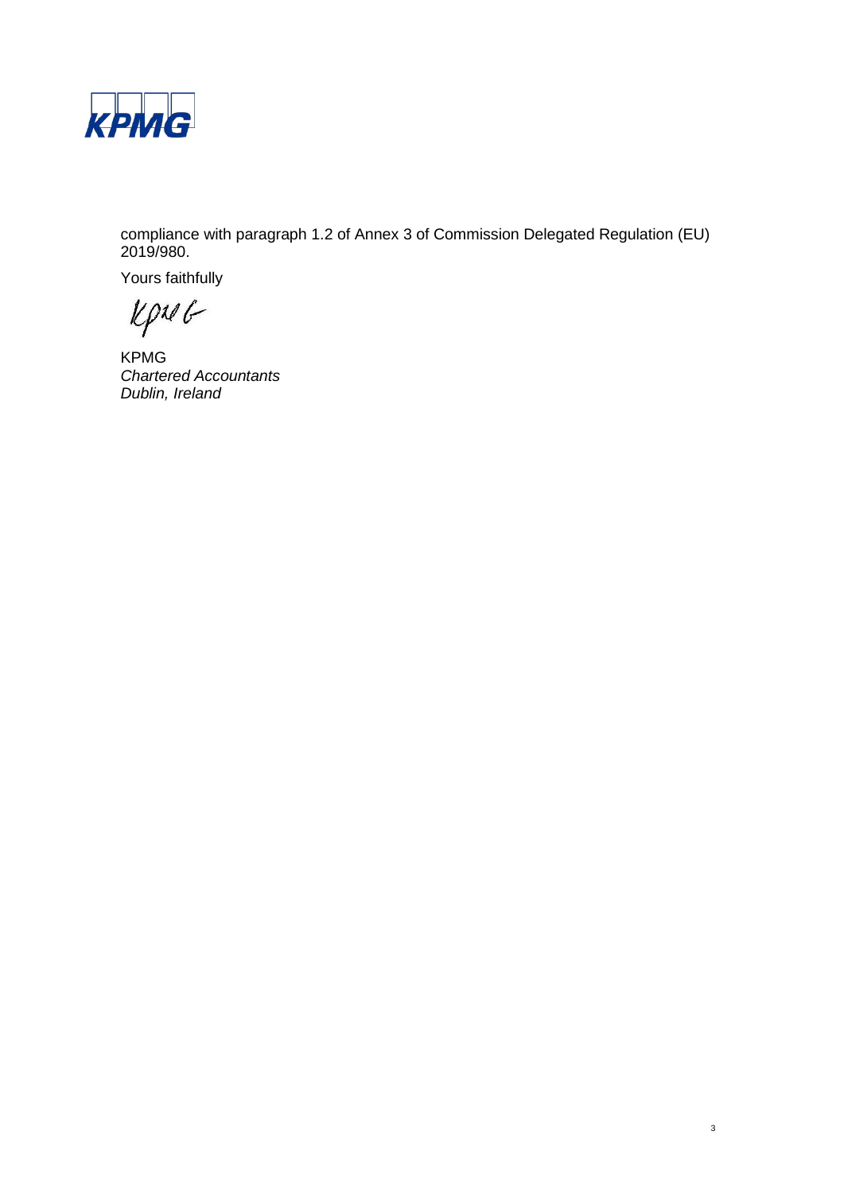compliance with paragraph 1.2 of Annex 3 of Commission Delegated Regulation (EU) 2019/980.

Yours faithfully

KPMG  
*Chartered Accountants*  
*Dublin, Ireland*